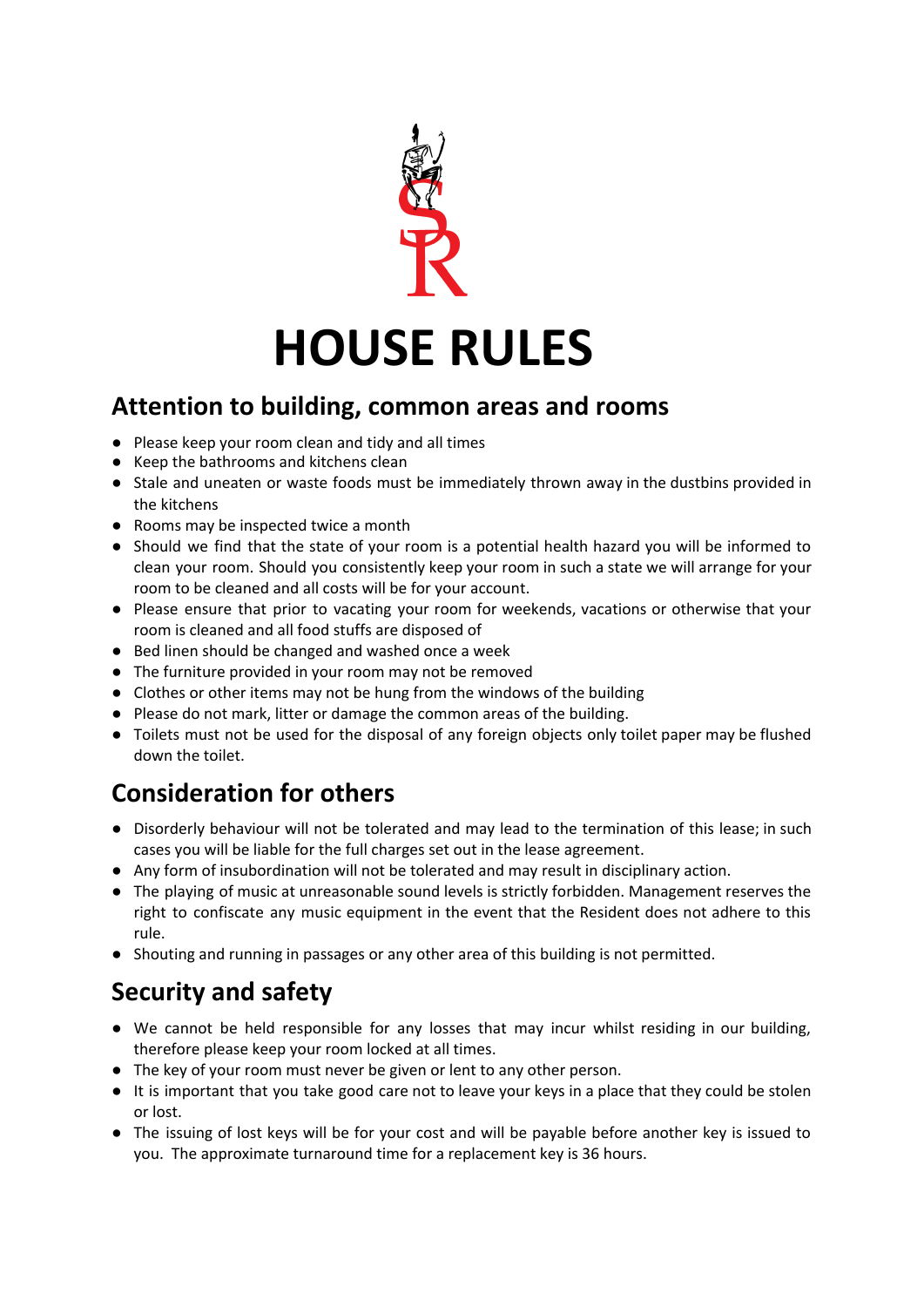# HOUSE RULES

## Attention to building, common areas and rooms

- Please keep your room clean and tidy and all times
- Keep the bathrooms and kitchens clean
- Stale and uneaten or waste foods must be immediately thrown away in the dustbins provided in the kitchens
- Rooms may be inspected twice a month
- Should we find that the state of your room is a potential health hazard you will be informed to clean your room. Should you consistently keep your room in such a state we will arrange for your room to be cleaned and all costs will be for your account.
- Please ensure that prior to vacating your room for weekends, vacations or otherwise that your room is cleaned and all food stuffs are disposed of
- Bed linen should be changed and washed once a week
- The furniture provided in your room may not be removed
- Clothes or other items may not be hung from the windows of the building
- Please do not mark, litter or damage the common areas of the building.
- Toilets must not be used for the disposal of any foreign objects only toilet paper may be flushed down the toilet.

## Consideration for others

- Disorderly behaviour will not be tolerated and may lead to the termination of this lease; in such cases you will be liable for the full charges set out in the lease agreement.
- Any form of insubordination will not be tolerated and may result in disciplinary action.
- The playing of music at unreasonable sound levels is strictly forbidden. Management reserves the right to confiscate any music equipment in the event that the Resident does not adhere to this rule.
- Shouting and running in passages or any other area of this building is not permitted.

## Security and safety

- We cannot be held responsible for any losses that may incur whilst residing in our building, therefore please keep your room locked at all times.
- The key of your room must never be given or lent to any other person.
- It is important that you take good care not to leave your keys in a place that they could be stolen or lost.
- The issuing of lost keys will be for your cost and will be payable before another key is issued to you. The approximate turnaround time for a replacement key is 36 hours.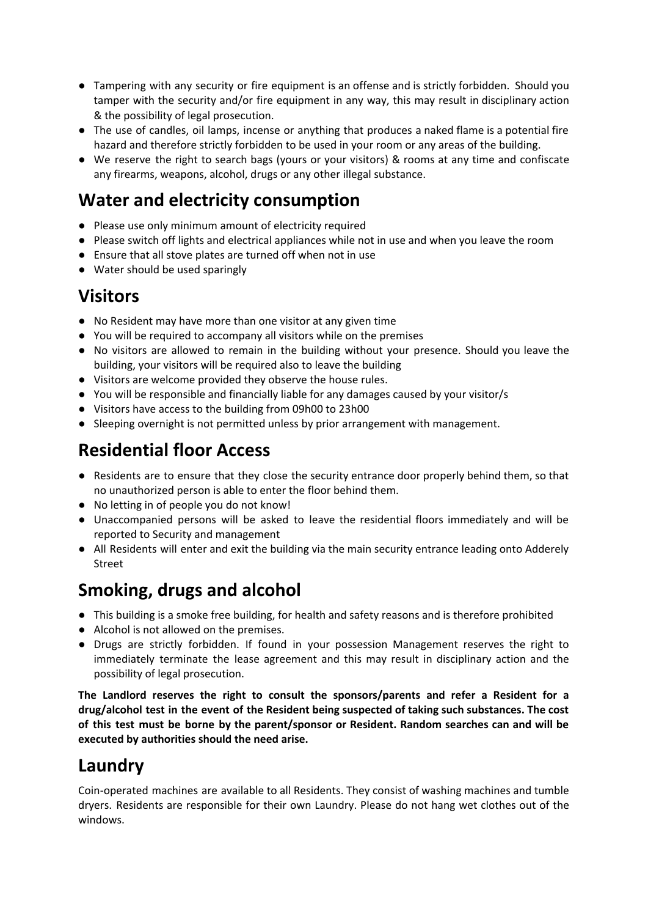- Tampering with any security or fire equipment is an offense and is strictly forbidden. Should you tamper with the security and/or fire equipment in any way, this may result in disciplinary action & the possibility of legal prosecution.
- The use of candles, oil lamps, incense or anything that produces a naked flame is a potential fire hazard and therefore strictly forbidden to be used in your room or any areas of the building.
- We reserve the right to search bags (yours or your visitors) & rooms at any time and confiscate any firearms, weapons, alcohol, drugs or any other illegal substance.

## Water and electricity consumption

- Please use only minimum amount of electricity required
- Please switch off lights and electrical appliances while not in use and when you leave the room
- Ensure that all stove plates are turned off when not in use
- Water should be used sparingly

## Visitors

- No Resident may have more than one visitor at any given time
- You will be required to accompany all visitors while on the premises
- No visitors are allowed to remain in the building without your presence. Should you leave the building, your visitors will be required also to leave the building
- Visitors are welcome provided they observe the house rules.
- You will be responsible and financially liable for any damages caused by your visitor/s
- Visitors have access to the building from 09h00 to 23h00
- Sleeping overnight is not permitted unless by prior arrangement with management.

## Residential floor Access

- Residents are to ensure that they close the security entrance door properly behind them, so that no unauthorized person is able to enter the floor behind them.
- No letting in of people you do not know!
- Unaccompanied persons will be asked to leave the residential floors immediately and will be reported to Security and management
- All Residents will enter and exit the building via the main security entrance leading onto Adderely Street

## Smoking, drugs and alcohol

- This building is a smoke free building, for health and safety reasons and is therefore prohibited
- Alcohol is not allowed on the premises.
- Drugs are strictly forbidden. If found in your possession Management reserves the right to immediately terminate the lease agreement and this may result in disciplinary action and the possibility of legal prosecution.

**The Landlord reserves the right to consult the sponsors/parents and refer a Resident for a drug/alcohol test in the event of the Resident being suspected of taking such substances. The cost of this test must be borne by the parent/sponsor or Resident. Random searches can and will be executed by authorities should the need arise.**

## Laundry

Coin-operated machines are available to all Residents. They consist of washing machines and tumble dryers. Residents are responsible for their own Laundry. Please do not hang wet clothes out of the windows.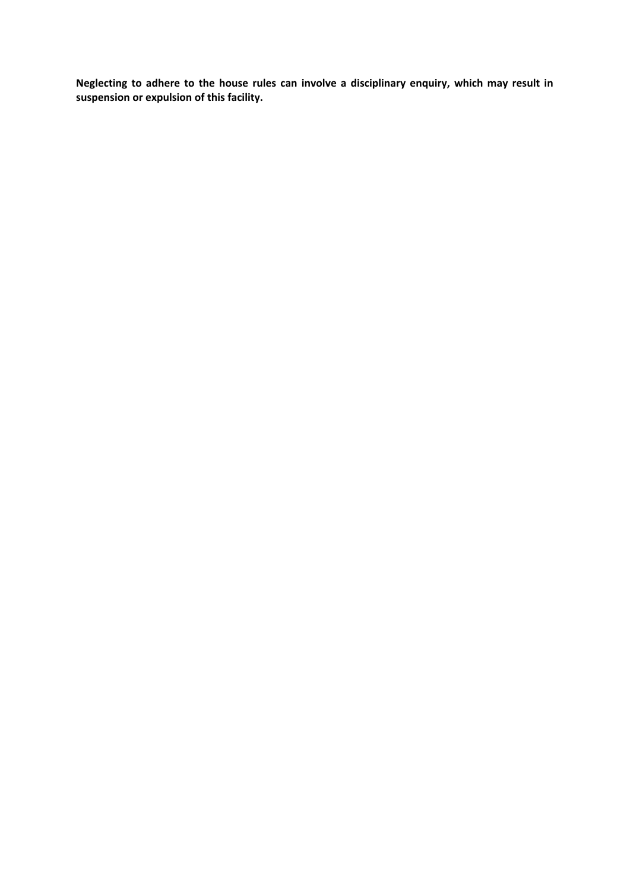**Neglecting to adhere to the house rules can involve a disciplinary enquiry, which may result in suspension or expulsion of this facility.**